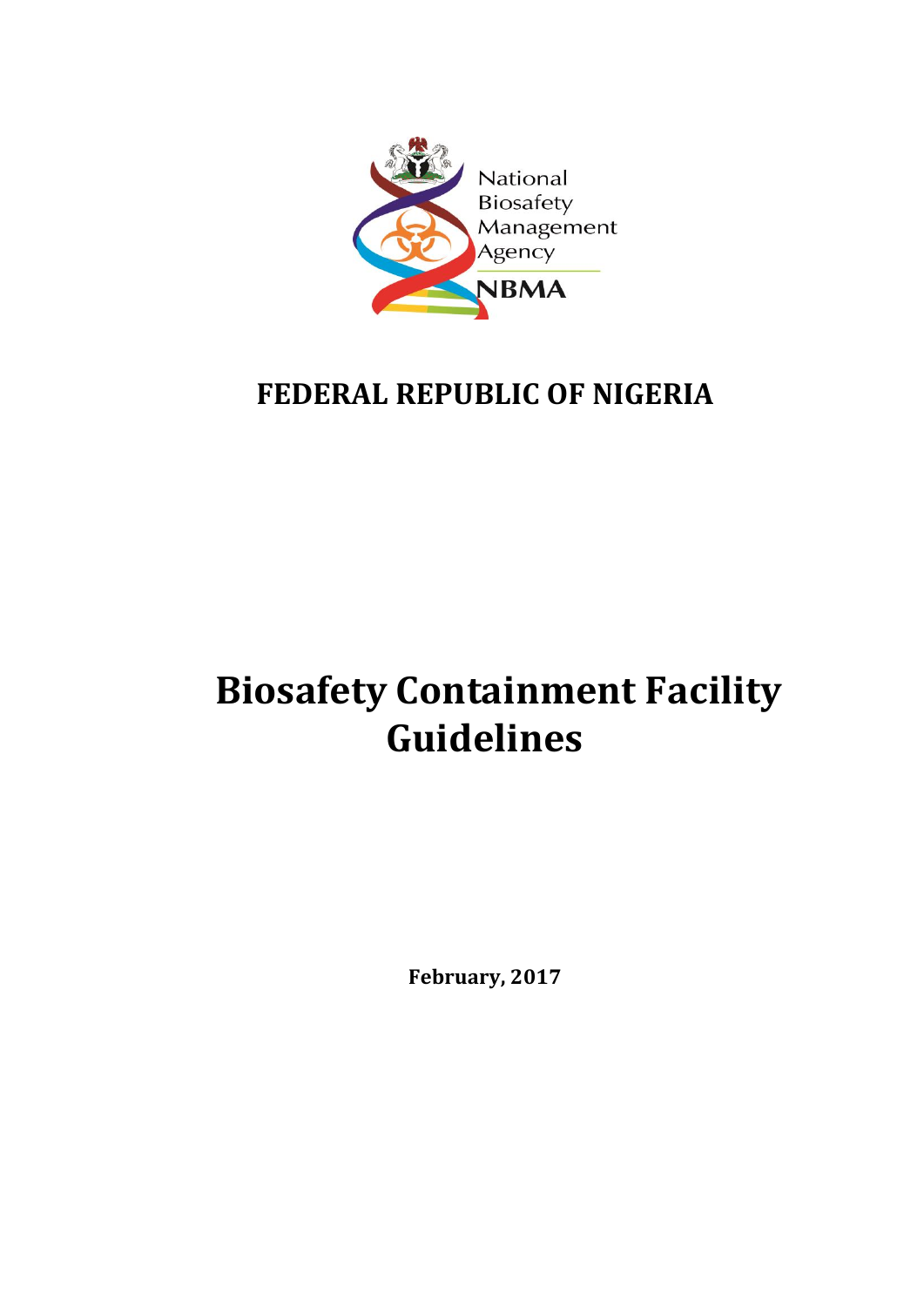National Biosafety Management Agency

NBMA

# FEDERAL REPUBLIC OF NIGERIA

# Biosafety Containment Facility Guidelines

**February, 2017**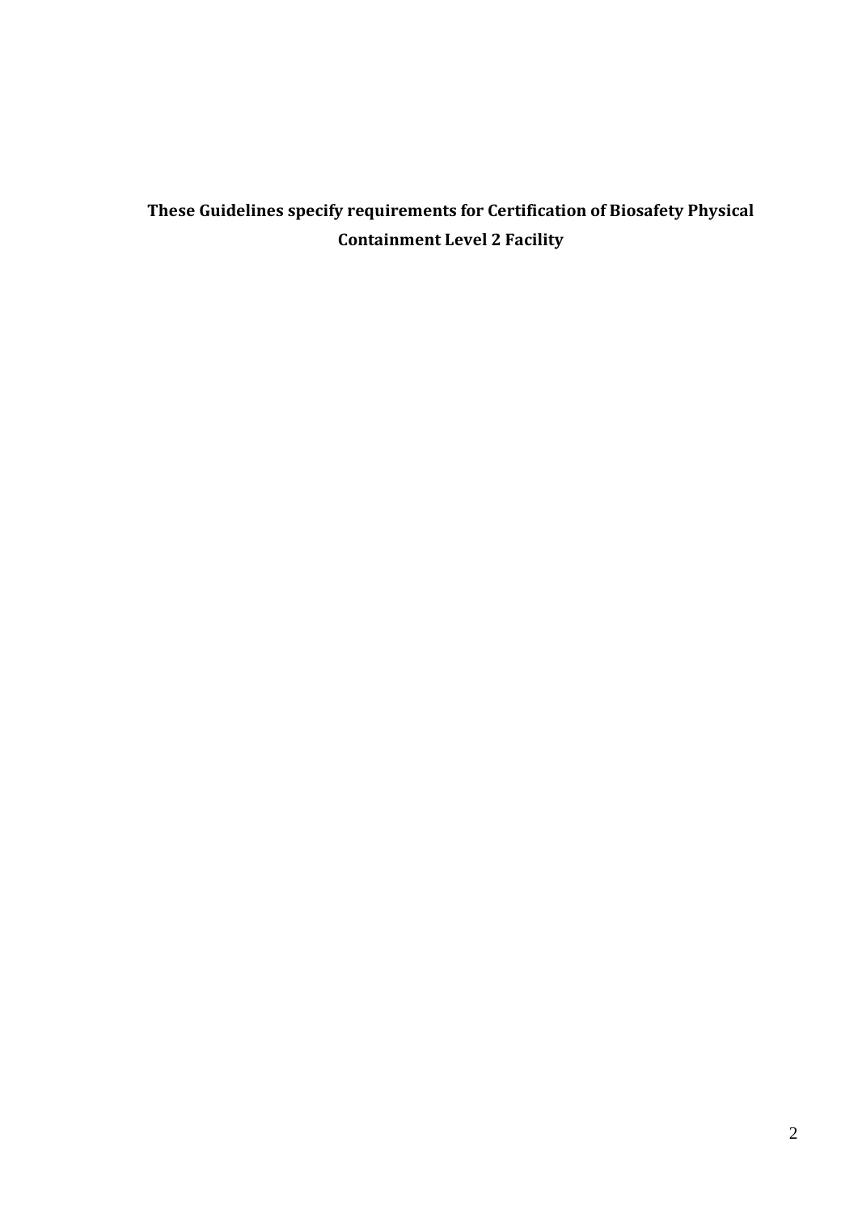**These Guidelines specify requirements for Certification of Biosafety Physical Containment Level 2 Facility**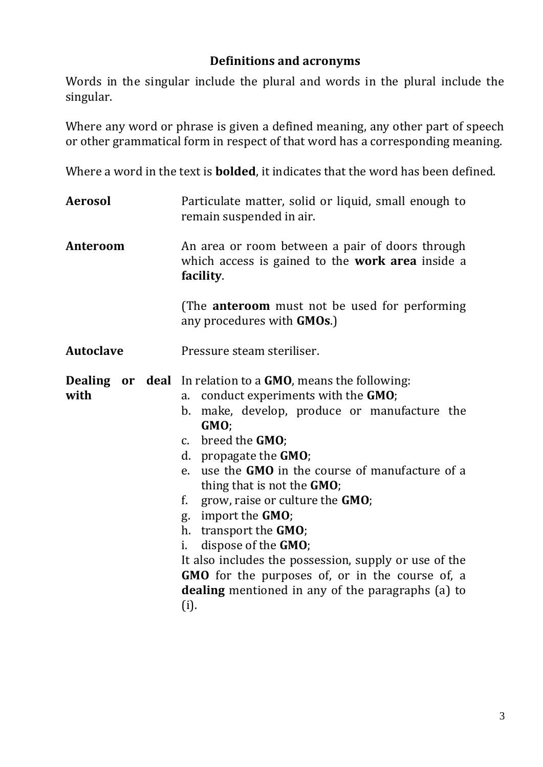## Definitions and acronyms

Words in the singular include the plural and words in the plural include the singular.

Where any word or phrase is given a defined meaning, any other part of speech or other grammatical form in respect of that word has a corresponding meaning.

Where a word in the text is **bolded**, it indicates that the word has been defined.

| | |
|---|---|
| **Aerosol** | Particulate matter, solid or liquid, small enough to remain suspended in air. |
| **Anteroom** | An area or room between a pair of doors through which access is gained to the **work area** inside a **facility**.<br><br>(The **anteroom** must not be used for performing any procedures with **GMOs**.) |
| **Autoclave** | Pressure steam steriliser. |
| **Dealing or deal with** | In relation to a **GMO**, means the following:<br>a. conduct experiments with the **GMO**;<br>b. make, develop, produce or manufacture the **GMO**;<br>c. breed the **GMO**;<br>d. propagate the **GMO**;<br>e. use the **GMO** in the course of manufacture of a thing that is not the **GMO**;<br>f. grow, raise or culture the **GMO**;<br>g. import the **GMO**;<br>h. transport the **GMO**;<br>i. dispose of the **GMO**;<br>It also includes the possession, supply or use of the **GMO** for the purposes of, or in the course of, a **dealing** mentioned in any of the paragraphs (a) to (i). |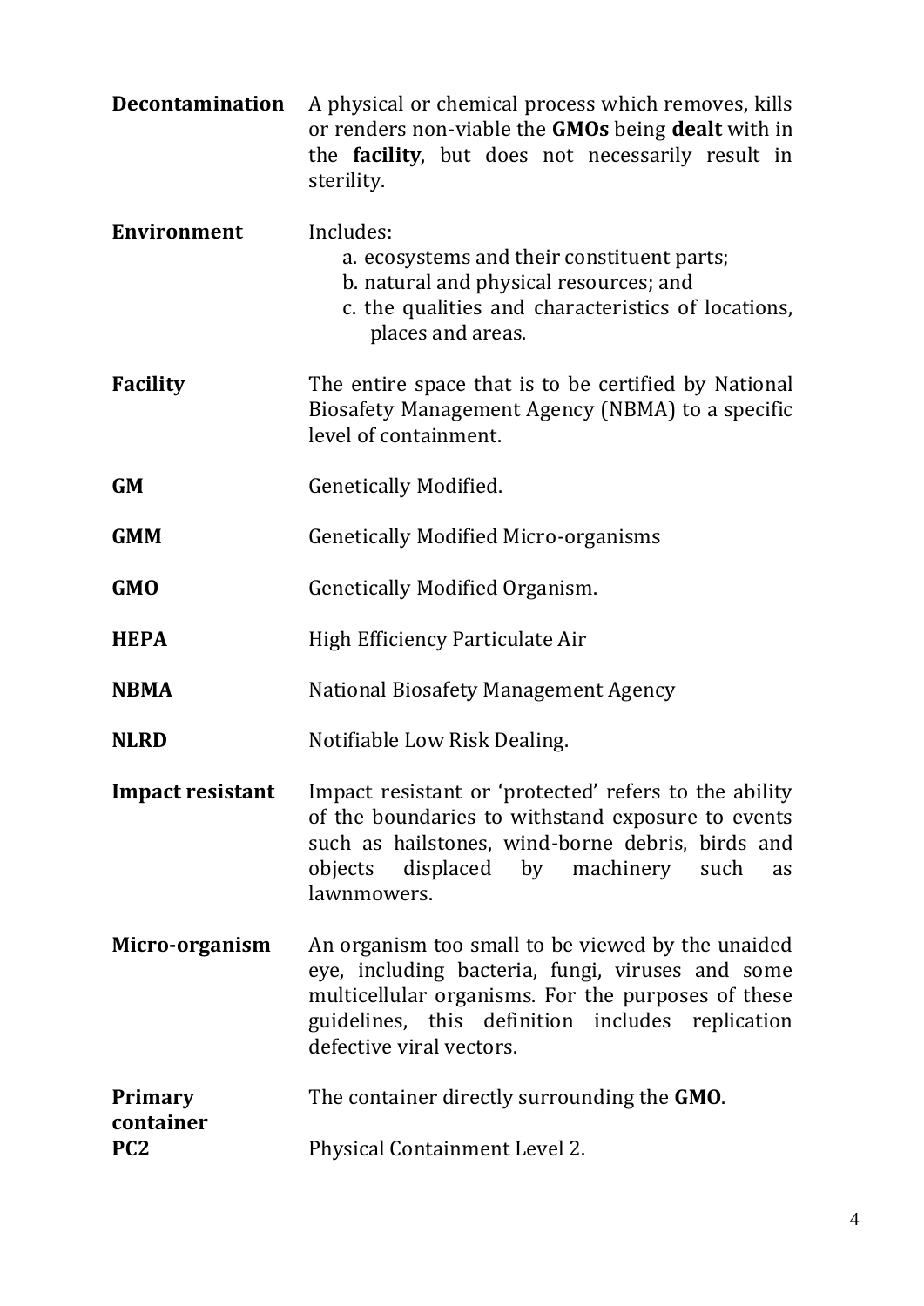**Decontamination** — A physical or chemical process which removes, kills or renders non-viable the **GMOs** being **dealt** with in the **facility**, but does not necessarily result in sterility.

**Environment** — Includes:

a. ecosystems and their constituent parts;
b. natural and physical resources; and
c. the qualities and characteristics of locations, places and areas.

**Facility** — The entire space that is to be certified by National Biosafety Management Agency (NBMA) to a specific level of containment.

**GM** — Genetically Modified.

**GMM** — Genetically Modified Micro-organisms

**GMO** — Genetically Modified Organism.

**HEPA** — High Efficiency Particulate Air

**NBMA** — National Biosafety Management Agency

**NLRD** — Notifiable Low Risk Dealing.

**Impact resistant** — Impact resistant or 'protected' refers to the ability of the boundaries to withstand exposure to events such as hailstones, wind-borne debris, birds and objects displaced by machinery such as lawnmowers.

**Micro-organism** — An organism too small to be viewed by the unaided eye, including bacteria, fungi, viruses and some multicellular organisms. For the purposes of these guidelines, this definition includes replication defective viral vectors.

**Primary container** — The container directly surrounding the **GMO**.

**PC2** — Physical Containment Level 2.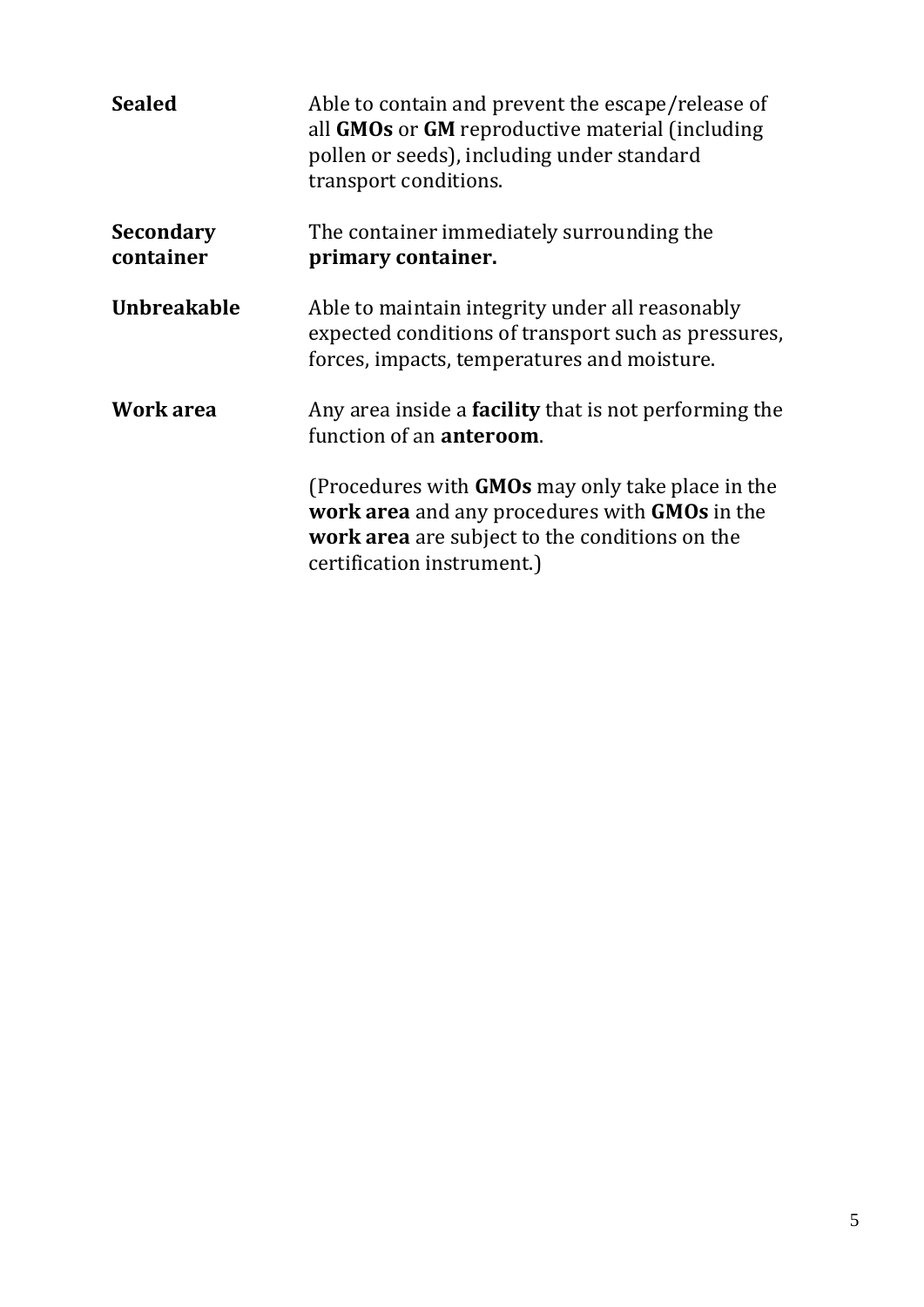| | |
|---|---|
| **Sealed** | Able to contain and prevent the escape/release of all **GMOs** or **GM** reproductive material (including pollen or seeds), including under standard transport conditions. |
| **Secondary container** | The container immediately surrounding the **primary container.** |
| **Unbreakable** | Able to maintain integrity under all reasonably expected conditions of transport such as pressures, forces, impacts, temperatures and moisture. |
| **Work area** | Any area inside a **facility** that is not performing the function of an **anteroom**.<br><br>(Procedures with **GMOs** may only take place in the **work area** and any procedures with **GMOs** in the **work area** are subject to the conditions on the certification instrument.) |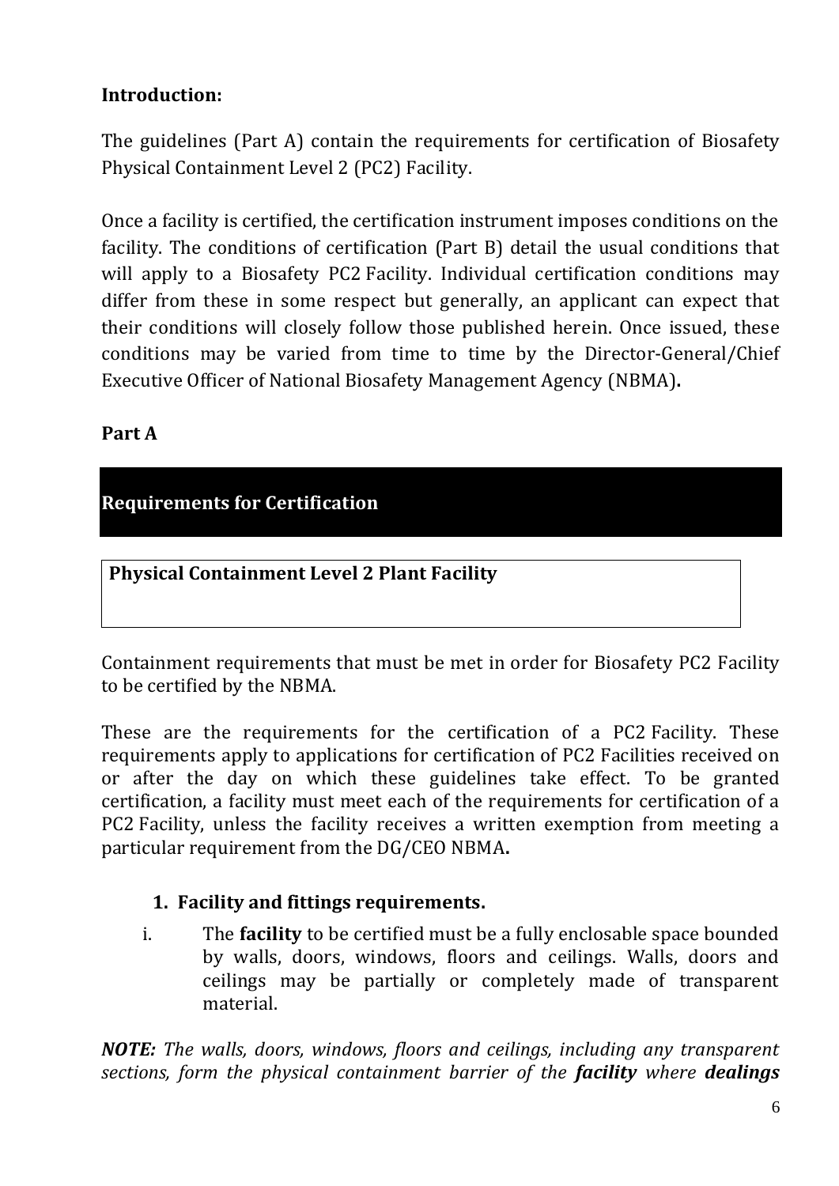**Introduction:**

The guidelines (Part A) contain the requirements for certification of Biosafety Physical Containment Level 2 (PC2) Facility.

Once a facility is certified, the certification instrument imposes conditions on the facility. The conditions of certification (Part B) detail the usual conditions that will apply to a Biosafety PC2 Facility. Individual certification conditions may differ from these in some respect but generally, an applicant can expect that their conditions will closely follow those published herein. Once issued, these conditions may be varied from time to time by the Director-General/Chief Executive Officer of National Biosafety Management Agency (NBMA)**.**

**Part A**

## Requirements for Certification

**Physical Containment Level 2 Plant Facility**

Containment requirements that must be met in order for Biosafety PC2 Facility to be certified by the NBMA.

These are the requirements for the certification of a PC2 Facility. These requirements apply to applications for certification of PC2 Facilities received on or after the day on which these guidelines take effect. To be granted certification, a facility must meet each of the requirements for certification of a PC2 Facility, unless the facility receives a written exemption from meeting a particular requirement from the DG/CEO NBMA**.**

1. **Facility and fittings requirements.**

   i. The **facility** to be certified must be a fully enclosable space bounded by walls, doors, windows, floors and ceilings. Walls, doors and ceilings may be partially or completely made of transparent material.

***NOTE:*** *The walls, doors, windows, floors and ceilings, including any transparent sections, form the physical containment barrier of the **facility** where **dealings***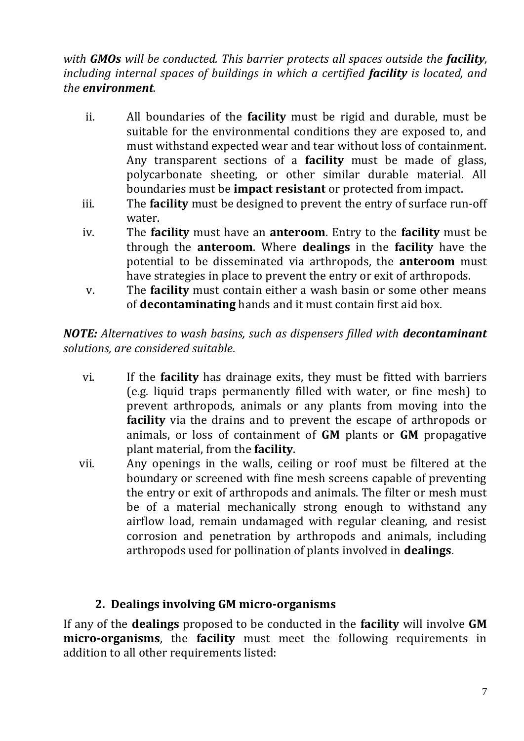*with **GMOs** will be conducted. This barrier protects all spaces outside the **facility**, including internal spaces of buildings in which a certified **facility** is located, and the **environment**.*

ii. All boundaries of the **facility** must be rigid and durable, must be suitable for the environmental conditions they are exposed to, and must withstand expected wear and tear without loss of containment. Any transparent sections of a **facility** must be made of glass, polycarbonate sheeting, or other similar durable material. All boundaries must be **impact resistant** or protected from impact.

iii. The **facility** must be designed to prevent the entry of surface run-off water.

iv. The **facility** must have an **anteroom**. Entry to the **facility** must be through the **anteroom**. Where **dealings** in the **facility** have the potential to be disseminated via arthropods, the **anteroom** must have strategies in place to prevent the entry or exit of arthropods.

v. The **facility** must contain either a wash basin or some other means of **decontaminating** hands and it must contain first aid box.

***NOTE:** Alternatives to wash basins, such as dispensers filled with **decontaminant** solutions, are considered suitable.*

vi. If the **facility** has drainage exits, they must be fitted with barriers (e.g. liquid traps permanently filled with water, or fine mesh) to prevent arthropods, animals or any plants from moving into the **facility** via the drains and to prevent the escape of arthropods or animals, or loss of containment of **GM** plants or **GM** propagative plant material, from the **facility**.

vii. Any openings in the walls, ceiling or roof must be filtered at the boundary or screened with fine mesh screens capable of preventing the entry or exit of arthropods and animals. The filter or mesh must be of a material mechanically strong enough to withstand any airflow load, remain undamaged with regular cleaning, and resist corrosion and penetration by arthropods and animals, including arthropods used for pollination of plants involved in **dealings**.

## 2. Dealings involving GM micro-organisms

If any of the **dealings** proposed to be conducted in the **facility** will involve **GM micro-organisms**, the **facility** must meet the following requirements in addition to all other requirements listed: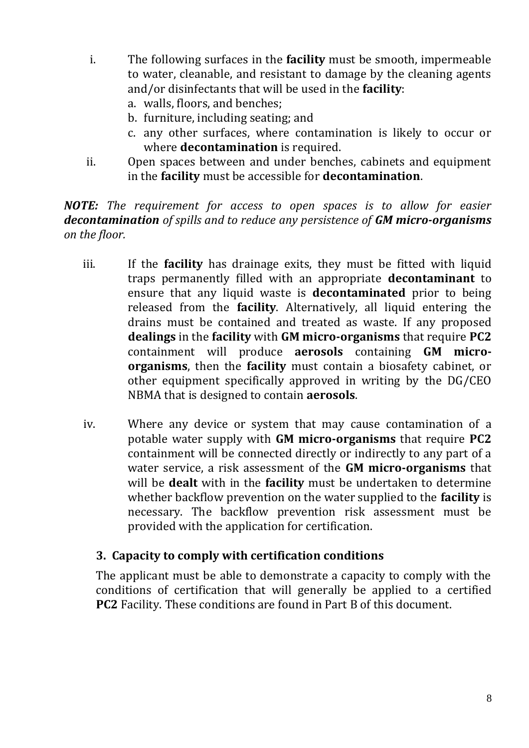i. The following surfaces in the **facility** must be smooth, impermeable to water, cleanable, and resistant to damage by the cleaning agents and/or disinfectants that will be used in the **facility**:
   a. walls, floors, and benches;
   b. furniture, including seating; and
   c. any other surfaces, where contamination is likely to occur or where **decontamination** is required.

ii. Open spaces between and under benches, cabinets and equipment in the **facility** must be accessible for **decontamination**.

***NOTE:*** *The requirement for access to open spaces is to allow for easier* ***decontamination*** *of spills and to reduce any persistence of* ***GM micro-organisms*** *on the floor.*

iii. If the **facility** has drainage exits, they must be fitted with liquid traps permanently filled with an appropriate **decontaminant** to ensure that any liquid waste is **decontaminated** prior to being released from the **facility**. Alternatively, all liquid entering the drains must be contained and treated as waste. If any proposed **dealings** in the **facility** with **GM micro-organisms** that require **PC2** containment will produce **aerosols** containing **GM micro-organisms**, then the **facility** must contain a biosafety cabinet, or other equipment specifically approved in writing by the DG/CEO NBMA that is designed to contain **aerosols**.

iv. Where any device or system that may cause contamination of a potable water supply with **GM micro-organisms** that require **PC2** containment will be connected directly or indirectly to any part of a water service, a risk assessment of the **GM micro-organisms** that will be **dealt** with in the **facility** must be undertaken to determine whether backflow prevention on the water supplied to the **facility** is necessary. The backflow prevention risk assessment must be provided with the application for certification.

### 3. Capacity to comply with certification conditions

The applicant must be able to demonstrate a capacity to comply with the conditions of certification that will generally be applied to a certified **PC2** Facility. These conditions are found in Part B of this document.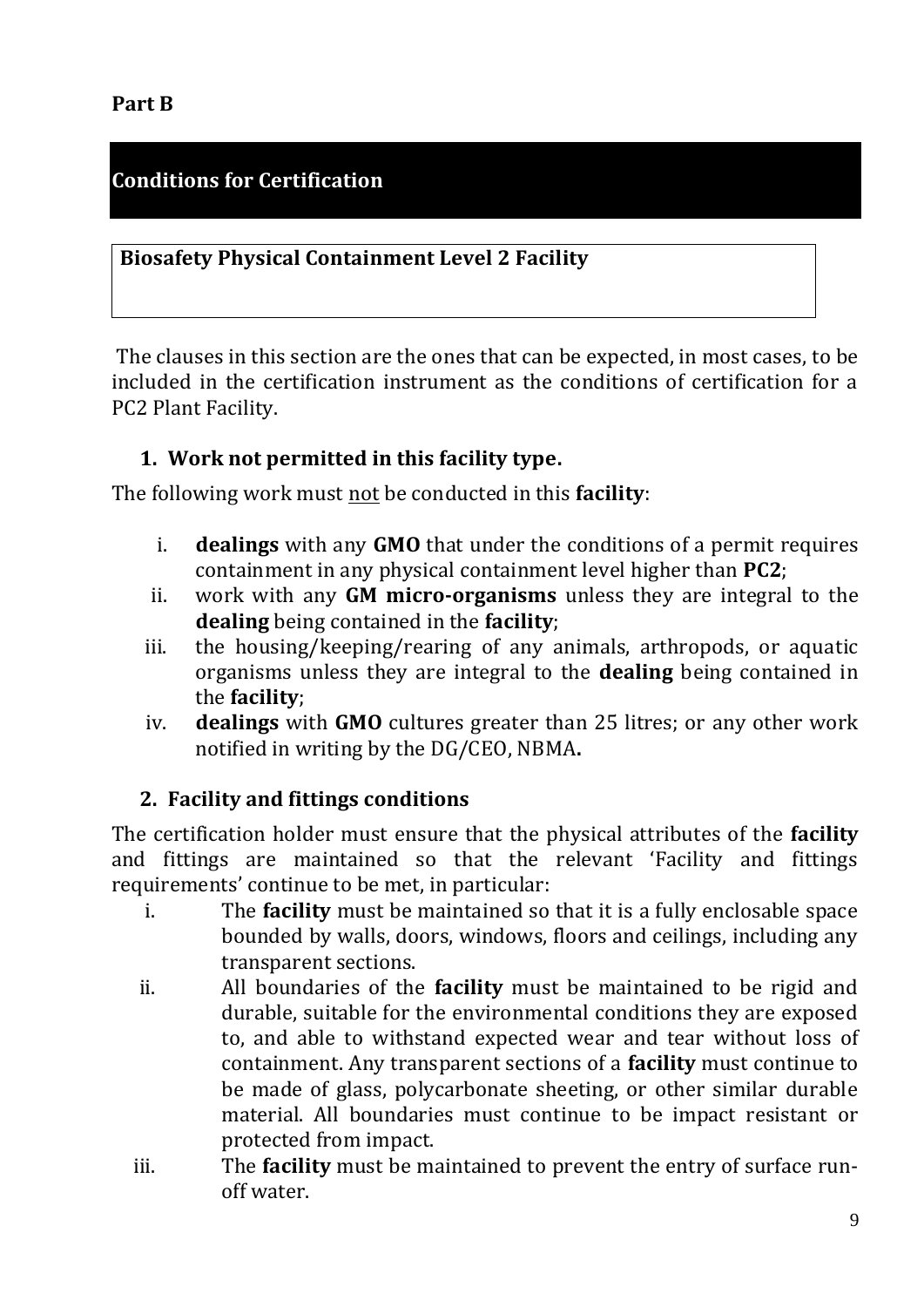**Part B**

## Conditions for Certification

### Biosafety Physical Containment Level 2 Facility

The clauses in this section are the ones that can be expected, in most cases, to be included in the certification instrument as the conditions of certification for a PC2 Plant Facility.

### 1. Work not permitted in this facility type.

The following work must not be conducted in this **facility**:

i. **dealings** with any **GMO** that under the conditions of a permit requires containment in any physical containment level higher than **PC2**;

ii. work with any **GM micro-organisms** unless they are integral to the **dealing** being contained in the **facility**;

iii. the housing/keeping/rearing of any animals, arthropods, or aquatic organisms unless they are integral to the **dealing** being contained in the **facility**;

iv. **dealings** with **GMO** cultures greater than 25 litres; or any other work notified in writing by the DG/CEO, NBMA**.**

### 2. Facility and fittings conditions

The certification holder must ensure that the physical attributes of the **facility** and fittings are maintained so that the relevant 'Facility and fittings requirements' continue to be met, in particular:

i. The **facility** must be maintained so that it is a fully enclosable space bounded by walls, doors, windows, floors and ceilings, including any transparent sections.

ii. All boundaries of the **facility** must be maintained to be rigid and durable, suitable for the environmental conditions they are exposed to, and able to withstand expected wear and tear without loss of containment. Any transparent sections of a **facility** must continue to be made of glass, polycarbonate sheeting, or other similar durable material. All boundaries must continue to be impact resistant or protected from impact.

iii. The **facility** must be maintained to prevent the entry of surface run-off water.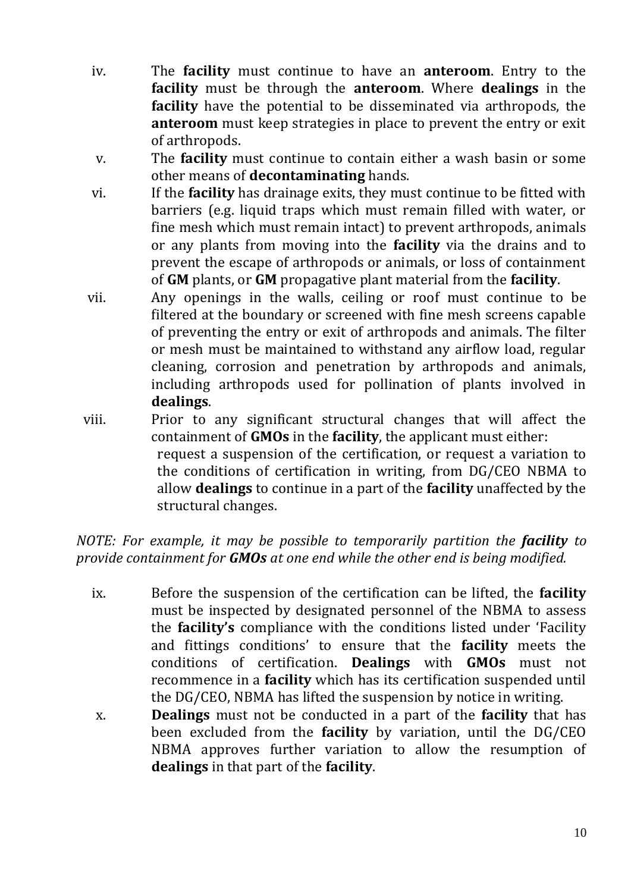iv. The **facility** must continue to have an **anteroom**. Entry to the **facility** must be through the **anteroom**. Where **dealings** in the **facility** have the potential to be disseminated via arthropods, the **anteroom** must keep strategies in place to prevent the entry or exit of arthropods.

v. The **facility** must continue to contain either a wash basin or some other means of **decontaminating** hands.

vi. If the **facility** has drainage exits, they must continue to be fitted with barriers (e.g. liquid traps which must remain filled with water, or fine mesh which must remain intact) to prevent arthropods, animals or any plants from moving into the **facility** via the drains and to prevent the escape of arthropods or animals, or loss of containment of **GM** plants, or **GM** propagative plant material from the **facility**.

vii. Any openings in the walls, ceiling or roof must continue to be filtered at the boundary or screened with fine mesh screens capable of preventing the entry or exit of arthropods and animals. The filter or mesh must be maintained to withstand any airflow load, regular cleaning, corrosion and penetration by arthropods and animals, including arthropods used for pollination of plants involved in **dealings**.

viii. Prior to any significant structural changes that will affect the containment of **GMOs** in the **facility**, the applicant must either:
request a suspension of the certification, or request a variation to the conditions of certification in writing, from DG/CEO NBMA to allow **dealings** to continue in a part of the **facility** unaffected by the structural changes.

*NOTE: For example, it may be possible to temporarily partition the **facility** to provide containment for **GMOs** at one end while the other end is being modified.*

ix. Before the suspension of the certification can be lifted, the **facility** must be inspected by designated personnel of the NBMA to assess the **facility's** compliance with the conditions listed under 'Facility and fittings conditions' to ensure that the **facility** meets the conditions of certification. **Dealings** with **GMOs** must not recommence in a **facility** which has its certification suspended until the DG/CEO, NBMA has lifted the suspension by notice in writing.

x. **Dealings** must not be conducted in a part of the **facility** that has been excluded from the **facility** by variation, until the DG/CEO NBMA approves further variation to allow the resumption of **dealings** in that part of the **facility**.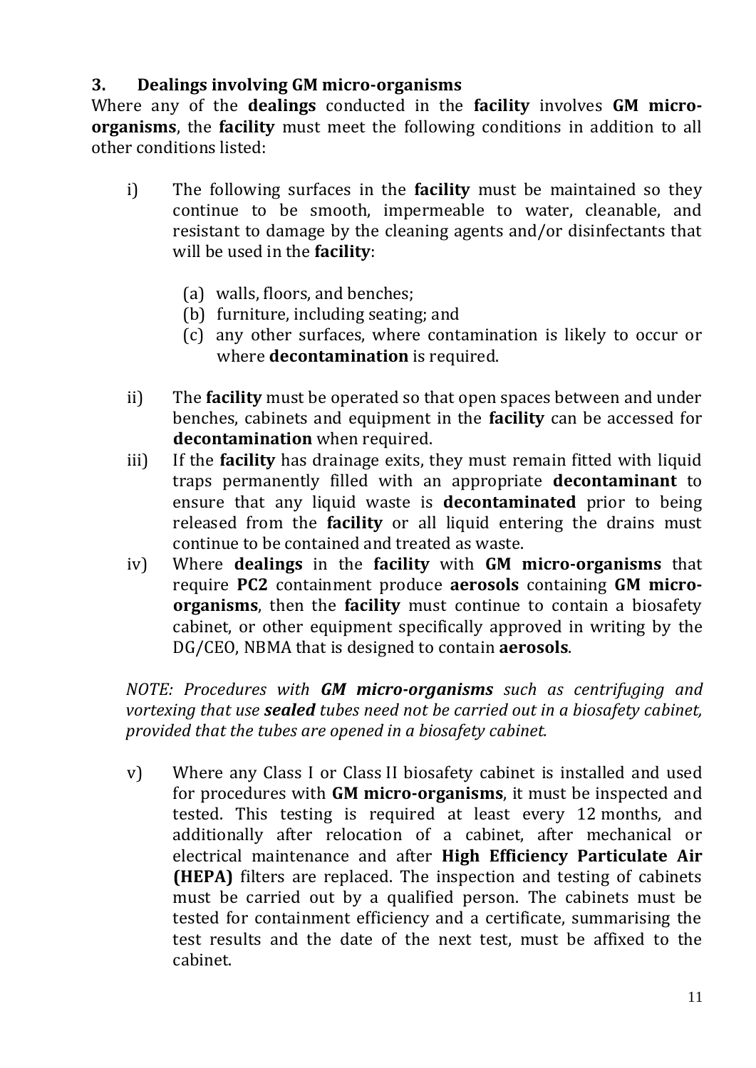## 3. Dealings involving GM micro-organisms

Where any of the **dealings** conducted in the **facility** involves **GM micro-organisms**, the **facility** must meet the following conditions in addition to all other conditions listed:

i) The following surfaces in the **facility** must be maintained so they continue to be smooth, impermeable to water, cleanable, and resistant to damage by the cleaning agents and/or disinfectants that will be used in the **facility**:

   (a) walls, floors, and benches;
   (b) furniture, including seating; and
   (c) any other surfaces, where contamination is likely to occur or where **decontamination** is required.

ii) The **facility** must be operated so that open spaces between and under benches, cabinets and equipment in the **facility** can be accessed for **decontamination** when required.

iii) If the **facility** has drainage exits, they must remain fitted with liquid traps permanently filled with an appropriate **decontaminant** to ensure that any liquid waste is **decontaminated** prior to being released from the **facility** or all liquid entering the drains must continue to be contained and treated as waste.

iv) Where **dealings** in the **facility** with **GM micro-organisms** that require **PC2** containment produce **aerosols** containing **GM micro-organisms**, then the **facility** must continue to contain a biosafety cabinet, or other equipment specifically approved in writing by the DG/CEO, NBMA that is designed to contain **aerosols**.

*NOTE: Procedures with **GM micro-organisms** such as centrifuging and vortexing that use **sealed** tubes need not be carried out in a biosafety cabinet, provided that the tubes are opened in a biosafety cabinet.*

v) Where any Class I or Class II biosafety cabinet is installed and used for procedures with **GM micro-organisms**, it must be inspected and tested. This testing is required at least every 12 months, and additionally after relocation of a cabinet, after mechanical or electrical maintenance and after **High Efficiency Particulate Air (HEPA)** filters are replaced. The inspection and testing of cabinets must be carried out by a qualified person. The cabinets must be tested for containment efficiency and a certificate, summarising the test results and the date of the next test, must be affixed to the cabinet.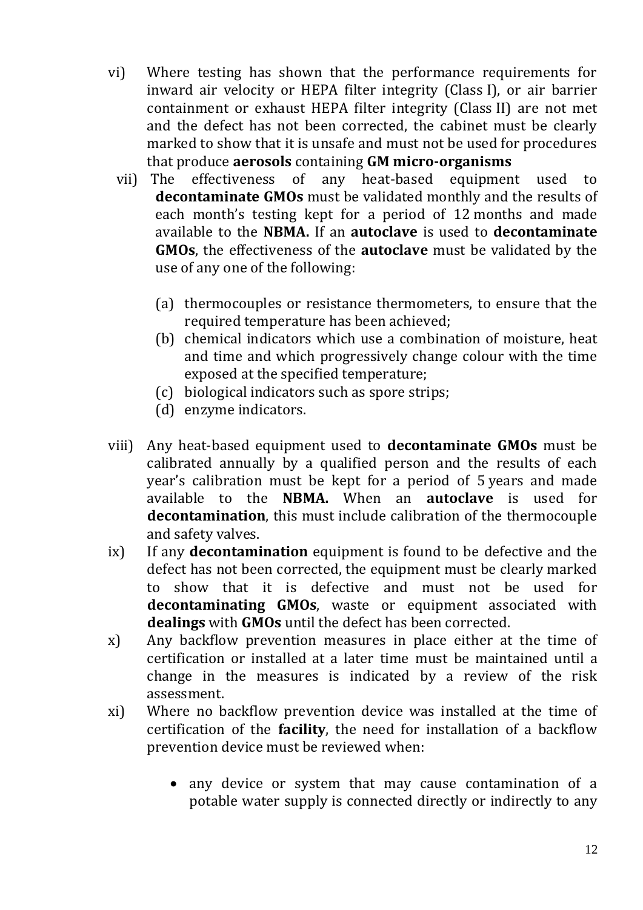vi) Where testing has shown that the performance requirements for inward air velocity or HEPA filter integrity (Class I), or air barrier containment or exhaust HEPA filter integrity (Class II) are not met and the defect has not been corrected, the cabinet must be clearly marked to show that it is unsafe and must not be used for procedures that produce **aerosols** containing **GM micro-organisms**

vii) The effectiveness of any heat-based equipment used to **decontaminate GMOs** must be validated monthly and the results of each month's testing kept for a period of 12 months and made available to the **NBMA.** If an **autoclave** is used to **decontaminate GMOs**, the effectiveness of the **autoclave** must be validated by the use of any one of the following:

   (a) thermocouples or resistance thermometers, to ensure that the required temperature has been achieved;
   (b) chemical indicators which use a combination of moisture, heat and time and which progressively change colour with the time exposed at the specified temperature;
   (c) biological indicators such as spore strips;
   (d) enzyme indicators.

viii) Any heat-based equipment used to **decontaminate GMOs** must be calibrated annually by a qualified person and the results of each year's calibration must be kept for a period of 5 years and made available to the **NBMA.** When an **autoclave** is used for **decontamination**, this must include calibration of the thermocouple and safety valves.

ix) If any **decontamination** equipment is found to be defective and the defect has not been corrected, the equipment must be clearly marked to show that it is defective and must not be used for **decontaminating GMOs**, waste or equipment associated with **dealings** with **GMOs** until the defect has been corrected.

x) Any backflow prevention measures in place either at the time of certification or installed at a later time must be maintained until a change in the measures is indicated by a review of the risk assessment.

xi) Where no backflow prevention device was installed at the time of certification of the **facility**, the need for installation of a backflow prevention device must be reviewed when:

   - any device or system that may cause contamination of a potable water supply is connected directly or indirectly to any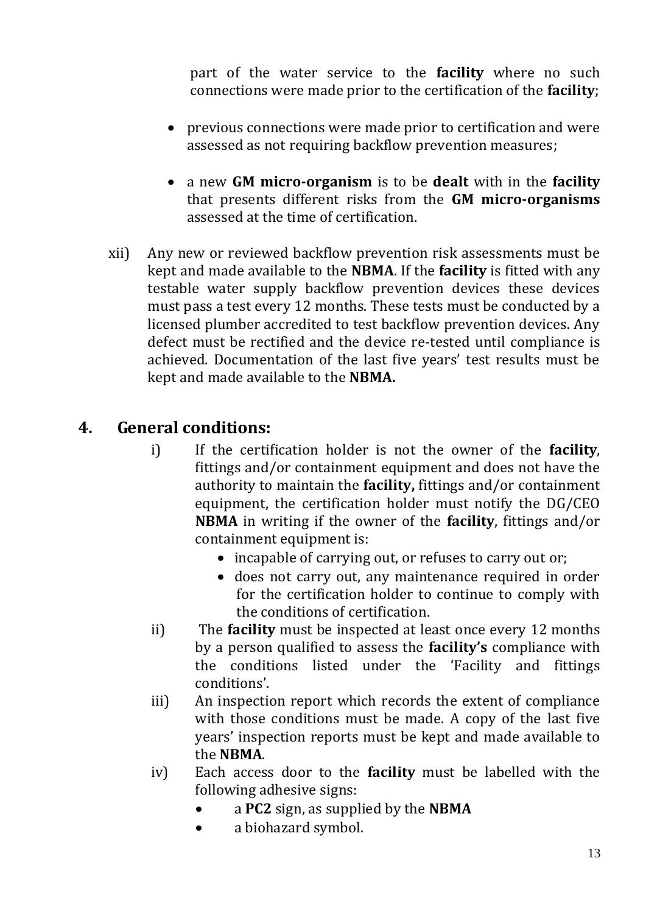part of the water service to the **facility** where no such connections were made prior to the certification of the **facility**;

- previous connections were made prior to certification and were assessed as not requiring backflow prevention measures;
- a new **GM micro-organism** is to be **dealt** with in the **facility** that presents different risks from the **GM micro-organisms** assessed at the time of certification.

xii) Any new or reviewed backflow prevention risk assessments must be kept and made available to the **NBMA**. If the **facility** is fitted with any testable water supply backflow prevention devices these devices must pass a test every 12 months. These tests must be conducted by a licensed plumber accredited to test backflow prevention devices. Any defect must be rectified and the device re-tested until compliance is achieved. Documentation of the last five years' test results must be kept and made available to the **NBMA.**

## 4. General conditions:

i) If the certification holder is not the owner of the **facility**, fittings and/or containment equipment and does not have the authority to maintain the **facility,** fittings and/or containment equipment, the certification holder must notify the DG/CEO **NBMA** in writing if the owner of the **facility**, fittings and/or containment equipment is:

- incapable of carrying out, or refuses to carry out or;
- does not carry out, any maintenance required in order for the certification holder to continue to comply with the conditions of certification.

ii) The **facility** must be inspected at least once every 12 months by a person qualified to assess the **facility's** compliance with the conditions listed under the 'Facility and fittings conditions'.

iii) An inspection report which records the extent of compliance with those conditions must be made. A copy of the last five years' inspection reports must be kept and made available to the **NBMA**.

iv) Each access door to the **facility** must be labelled with the following adhesive signs:

- a **PC2** sign, as supplied by the **NBMA**
- a biohazard symbol.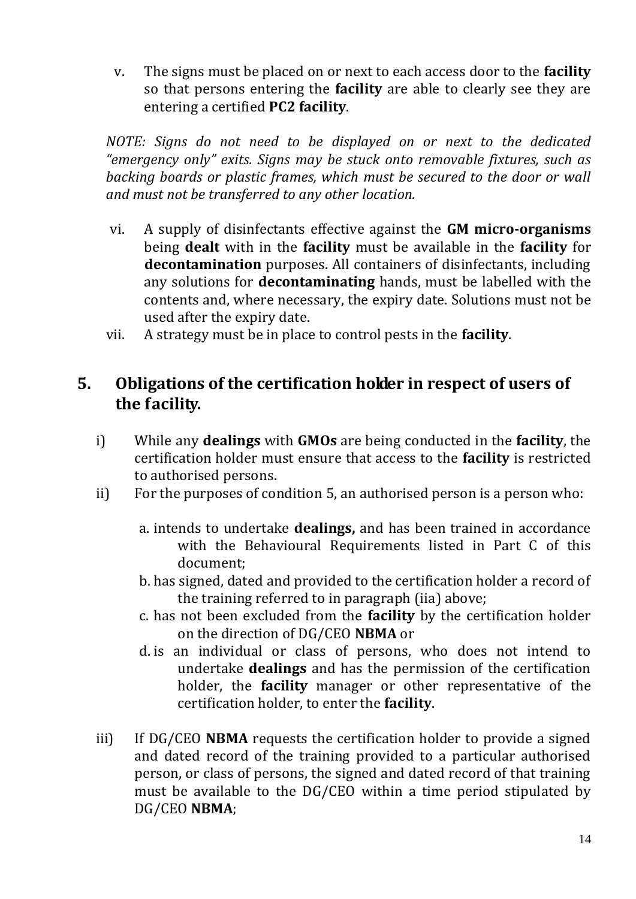v. The signs must be placed on or next to each access door to the **facility** so that persons entering the **facility** are able to clearly see they are entering a certified **PC2 facility**.

*NOTE: Signs do not need to be displayed on or next to the dedicated "emergency only" exits. Signs may be stuck onto removable fixtures, such as backing boards or plastic frames, which must be secured to the door or wall and must not be transferred to any other location.*

vi. A supply of disinfectants effective against the **GM micro-organisms** being **dealt** with in the **facility** must be available in the **facility** for **decontamination** purposes. All containers of disinfectants, including any solutions for **decontaminating** hands, must be labelled with the contents and, where necessary, the expiry date. Solutions must not be used after the expiry date.

vii. A strategy must be in place to control pests in the **facility**.

## 5. Obligations of the certification holder in respect of users of the facility.

i) While any **dealings** with **GMOs** are being conducted in the **facility**, the certification holder must ensure that access to the **facility** is restricted to authorised persons.

ii) For the purposes of condition 5, an authorised person is a person who:

   a. intends to undertake **dealings,** and has been trained in accordance with the Behavioural Requirements listed in Part C of this document;
   b. has signed, dated and provided to the certification holder a record of the training referred to in paragraph (iia) above;
   c. has not been excluded from the **facility** by the certification holder on the direction of DG/CEO **NBMA** or
   d. is an individual or class of persons, who does not intend to undertake **dealings** and has the permission of the certification holder, the **facility** manager or other representative of the certification holder, to enter the **facility**.

iii) If DG/CEO **NBMA** requests the certification holder to provide a signed and dated record of the training provided to a particular authorised person, or class of persons, the signed and dated record of that training must be available to the DG/CEO within a time period stipulated by DG/CEO **NBMA**;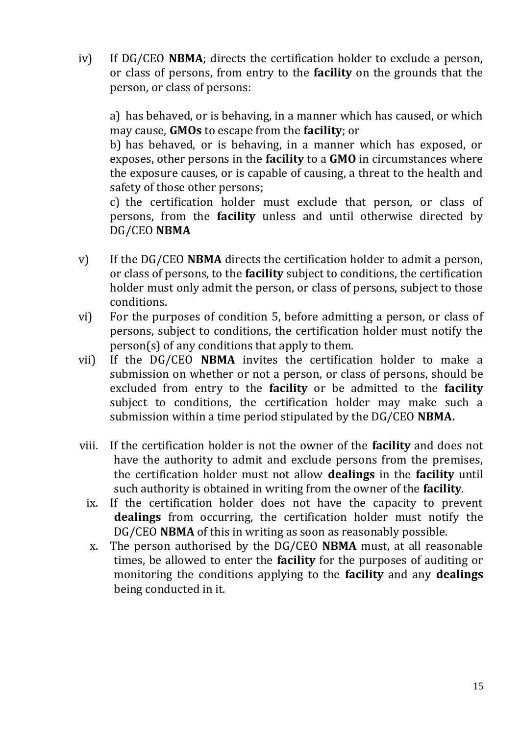iv) If DG/CEO **NBMA**; directs the certification holder to exclude a person, or class of persons, from entry to the **facility** on the grounds that the person, or class of persons:

a) has behaved, or is behaving, in a manner which has caused, or which may cause, **GMOs** to escape from the **facility**; or
b) has behaved, or is behaving, in a manner which has exposed, or exposes, other persons in the **facility** to a **GMO** in circumstances where the exposure causes, or is capable of causing, a threat to the health and safety of those other persons;
c) the certification holder must exclude that person, or class of persons, from the **facility** unless and until otherwise directed by DG/CEO **NBMA**

v) If the DG/CEO **NBMA** directs the certification holder to admit a person, or class of persons, to the **facility** subject to conditions, the certification holder must only admit the person, or class of persons, subject to those conditions.

vi) For the purposes of condition 5, before admitting a person, or class of persons, subject to conditions, the certification holder must notify the person(s) of any conditions that apply to them.

vii) If the DG/CEO **NBMA** invites the certification holder to make a submission on whether or not a person, or class of persons, should be excluded from entry to the **facility** or be admitted to the **facility** subject to conditions, the certification holder may make such a submission within a time period stipulated by the DG/CEO **NBMA.**

viii. If the certification holder is not the owner of the **facility** and does not have the authority to admit and exclude persons from the premises, the certification holder must not allow **dealings** in the **facility** until such authority is obtained in writing from the owner of the **facility**.

ix. If the certification holder does not have the capacity to prevent **dealings** from occurring, the certification holder must notify the DG/CEO **NBMA** of this in writing as soon as reasonably possible.

x. The person authorised by the DG/CEO **NBMA** must, at all reasonable times, be allowed to enter the **facility** for the purposes of auditing or monitoring the conditions applying to the **facility** and any **dealings** being conducted in it.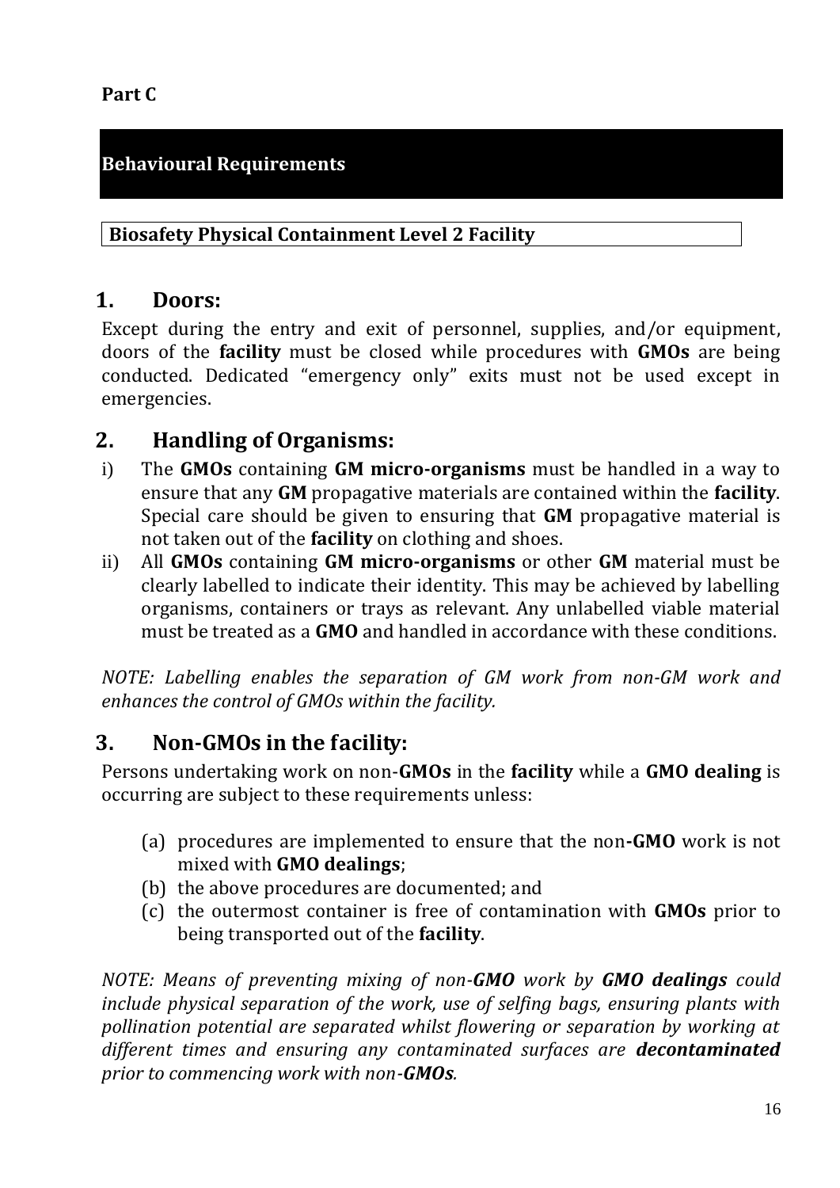**Part C**

## Behavioural Requirements

**Biosafety Physical Containment Level 2 Facility**

### 1. Doors:

Except during the entry and exit of personnel, supplies, and/or equipment, doors of the **facility** must be closed while procedures with **GMOs** are being conducted. Dedicated “emergency only” exits must not be used except in emergencies.

### 2. Handling of Organisms:

i) The **GMOs** containing **GM micro-organisms** must be handled in a way to ensure that any **GM** propagative materials are contained within the **facility**. Special care should be given to ensuring that **GM** propagative material is not taken out of the **facility** on clothing and shoes.

ii) All **GMOs** containing **GM micro-organisms** or other **GM** material must be clearly labelled to indicate their identity. This may be achieved by labelling organisms, containers or trays as relevant. Any unlabelled viable material must be treated as a **GMO** and handled in accordance with these conditions.

*NOTE: Labelling enables the separation of GM work from non-GM work and enhances the control of GMOs within the facility.*

### 3. Non-GMOs in the facility:

Persons undertaking work on non-**GMOs** in the **facility** while a **GMO dealing** is occurring are subject to these requirements unless:

(a) procedures are implemented to ensure that the non**-GMO** work is not mixed with **GMO dealings**;
(b) the above procedures are documented; and
(c) the outermost container is free of contamination with **GMOs** prior to being transported out of the **facility**.

*NOTE: Means of preventing mixing of non-**GMO** work by **GMO dealings** could include physical separation of the work, use of selfing bags, ensuring plants with pollination potential are separated whilst flowering or separation by working at different times and ensuring any contaminated surfaces are **decontaminated** prior to commencing work with non-**GMOs**.*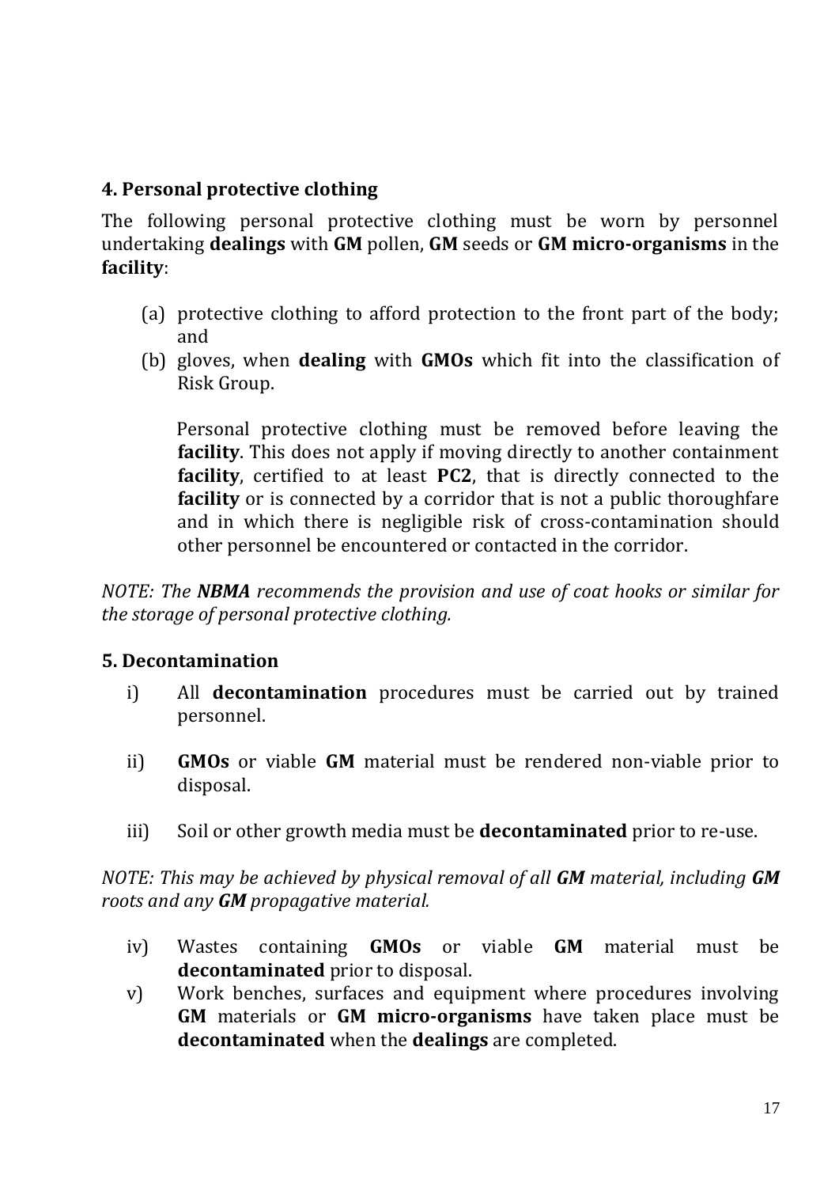## 4. Personal protective clothing

The following personal protective clothing must be worn by personnel undertaking **dealings** with **GM** pollen, **GM** seeds or **GM micro-organisms** in the **facility**:

(a) protective clothing to afford protection to the front part of the body; and

(b) gloves, when **dealing** with **GMOs** which fit into the classification of Risk Group.

Personal protective clothing must be removed before leaving the **facility**. This does not apply if moving directly to another containment **facility**, certified to at least **PC2**, that is directly connected to the **facility** or is connected by a corridor that is not a public thoroughfare and in which there is negligible risk of cross-contamination should other personnel be encountered or contacted in the corridor.

*NOTE: The **NBMA** recommends the provision and use of coat hooks or similar for the storage of personal protective clothing.*

## 5. Decontamination

i) All **decontamination** procedures must be carried out by trained personnel.

ii) **GMOs** or viable **GM** material must be rendered non-viable prior to disposal.

iii) Soil or other growth media must be **decontaminated** prior to re-use.

*NOTE: This may be achieved by physical removal of all **GM** material, including **GM** roots and any **GM** propagative material.*

iv) Wastes containing **GMOs** or viable **GM** material must be **decontaminated** prior to disposal.

v) Work benches, surfaces and equipment where procedures involving **GM** materials or **GM micro-organisms** have taken place must be **decontaminated** when the **dealings** are completed.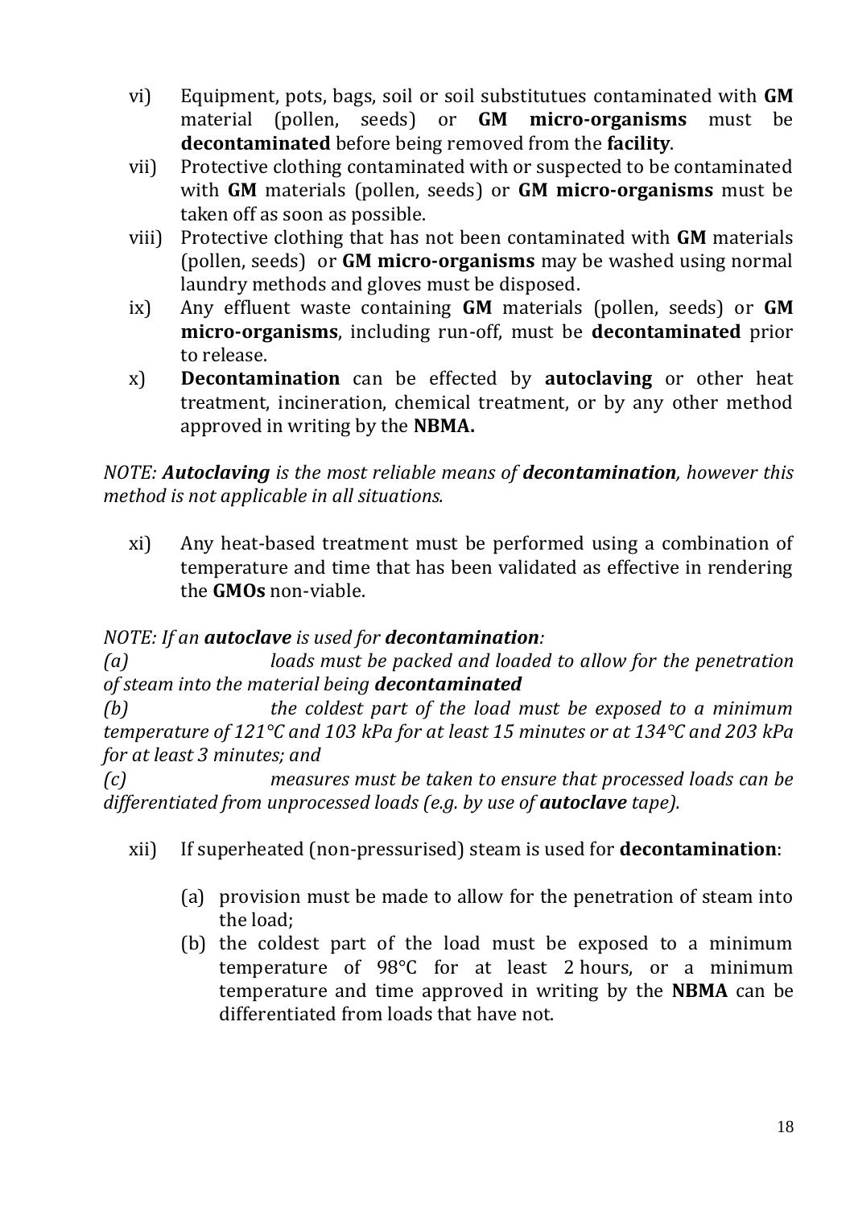vi) Equipment, pots, bags, soil or soil substitutues contaminated with **GM** material (pollen, seeds) or **GM micro-organisms** must be **decontaminated** before being removed from the **facility**.

vii) Protective clothing contaminated with or suspected to be contaminated with **GM** materials (pollen, seeds) or **GM micro-organisms** must be taken off as soon as possible.

viii) Protective clothing that has not been contaminated with **GM** materials (pollen, seeds) or **GM micro-organisms** may be washed using normal laundry methods and gloves must be disposed.

ix) Any effluent waste containing **GM** materials (pollen, seeds) or **GM micro-organisms**, including run-off, must be **decontaminated** prior to release.

x) **Decontamination** can be effected by **autoclaving** or other heat treatment, incineration, chemical treatment, or by any other method approved in writing by the **NBMA.**

*NOTE: **Autoclaving** is the most reliable means of **decontamination**, however this method is not applicable in all situations.*

xi) Any heat-based treatment must be performed using a combination of temperature and time that has been validated as effective in rendering the **GMOs** non-viable.

*NOTE: If an **autoclave** is used for **decontamination**:*

*(a) loads must be packed and loaded to allow for the penetration of steam into the material being **decontaminated***

*(b) the coldest part of the load must be exposed to a minimum temperature of 121°C and 103 kPa for at least 15 minutes or at 134°C and 203 kPa for at least 3 minutes; and*

*(c) measures must be taken to ensure that processed loads can be differentiated from unprocessed loads (e.g. by use of **autoclave** tape).*

xii) If superheated (non-pressurised) steam is used for **decontamination**:

(a) provision must be made to allow for the penetration of steam into the load;

(b) the coldest part of the load must be exposed to a minimum temperature of 98°C for at least 2 hours, or a minimum temperature and time approved in writing by the **NBMA** can be differentiated from loads that have not.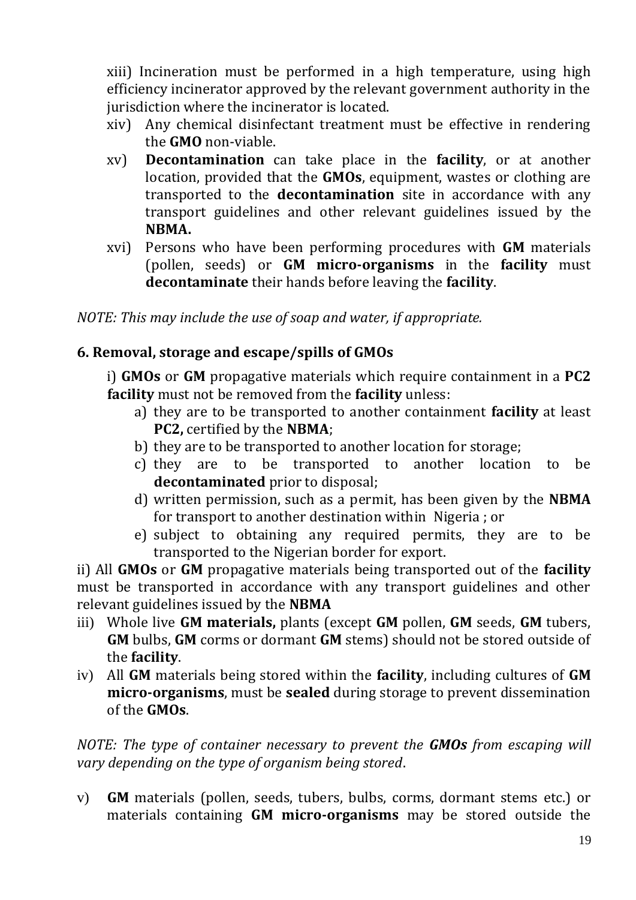xiii) Incineration must be performed in a high temperature, using high efficiency incinerator approved by the relevant government authority in the jurisdiction where the incinerator is located.

xiv) Any chemical disinfectant treatment must be effective in rendering the **GMO** non-viable.

xv) **Decontamination** can take place in the **facility**, or at another location, provided that the **GMOs**, equipment, wastes or clothing are transported to the **decontamination** site in accordance with any transport guidelines and other relevant guidelines issued by the **NBMA.**

xvi) Persons who have been performing procedures with **GM** materials (pollen, seeds) or **GM micro-organisms** in the **facility** must **decontaminate** their hands before leaving the **facility**.

*NOTE: This may include the use of soap and water, if appropriate.*

### 6. Removal, storage and escape/spills of GMOs

i) **GMOs** or **GM** propagative materials which require containment in a **PC2 facility** must not be removed from the **facility** unless:

a) they are to be transported to another containment **facility** at least **PC2,** certified by the **NBMA**;
b) they are to be transported to another location for storage;
c) they are to be transported to another location to be **decontaminated** prior to disposal;
d) written permission, such as a permit, has been given by the **NBMA** for transport to another destination within Nigeria ; or
e) subject to obtaining any required permits, they are to be transported to the Nigerian border for export.

ii) All **GMOs** or **GM** propagative materials being transported out of the **facility** must be transported in accordance with any transport guidelines and other relevant guidelines issued by the **NBMA**

iii) Whole live **GM materials,** plants (except **GM** pollen, **GM** seeds, **GM** tubers, **GM** bulbs, **GM** corms or dormant **GM** stems) should not be stored outside of the **facility**.

iv) All **GM** materials being stored within the **facility**, including cultures of **GM micro-organisms**, must be **sealed** during storage to prevent dissemination of the **GMOs**.

*NOTE: The type of container necessary to prevent the **GMOs** from escaping will vary depending on the type of organism being stored*.

v) **GM** materials (pollen, seeds, tubers, bulbs, corms, dormant stems etc.) or materials containing **GM micro-organisms** may be stored outside the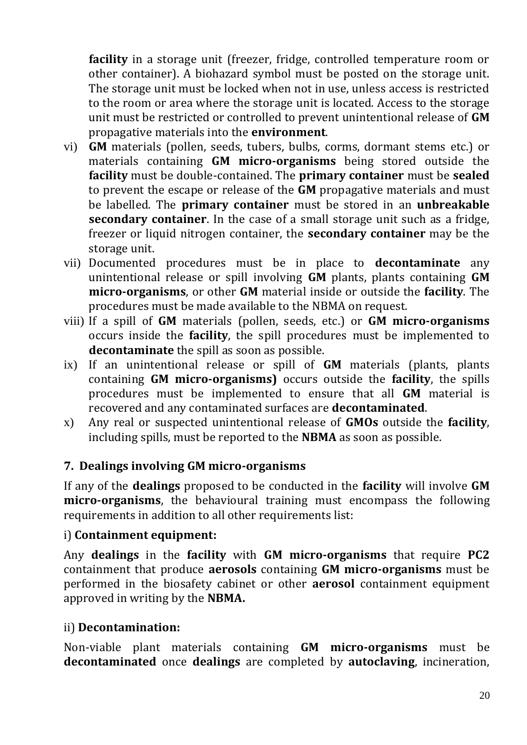**facility** in a storage unit (freezer, fridge, controlled temperature room or other container). A biohazard symbol must be posted on the storage unit. The storage unit must be locked when not in use, unless access is restricted to the room or area where the storage unit is located. Access to the storage unit must be restricted or controlled to prevent unintentional release of **GM** propagative materials into the **environment**.

vi) **GM** materials (pollen, seeds, tubers, bulbs, corms, dormant stems etc.) or materials containing **GM micro-organisms** being stored outside the **facility** must be double-contained. The **primary container** must be **sealed** to prevent the escape or release of the **GM** propagative materials and must be labelled. The **primary container** must be stored in an **unbreakable secondary container**. In the case of a small storage unit such as a fridge, freezer or liquid nitrogen container, the **secondary container** may be the storage unit.

vii) Documented procedures must be in place to **decontaminate** any unintentional release or spill involving **GM** plants, plants containing **GM micro-organisms**, or other **GM** material inside or outside the **facility**. The procedures must be made available to the NBMA on request.

viii) If a spill of **GM** materials (pollen, seeds, etc.) or **GM micro-organisms** occurs inside the **facility**, the spill procedures must be implemented to **decontaminate** the spill as soon as possible.

ix) If an unintentional release or spill of **GM** materials (plants, plants containing **GM micro-organisms)** occurs outside the **facility**, the spills procedures must be implemented to ensure that all **GM** material is recovered and any contaminated surfaces are **decontaminated**.

x) Any real or suspected unintentional release of **GMOs** outside the **facility**, including spills, must be reported to the **NBMA** as soon as possible.

## 7. Dealings involving GM micro-organisms

If any of the **dealings** proposed to be conducted in the **facility** will involve **GM micro-organisms**, the behavioural training must encompass the following requirements in addition to all other requirements list:

i) **Containment equipment:**

Any **dealings** in the **facility** with **GM micro-organisms** that require **PC2** containment that produce **aerosols** containing **GM micro-organisms** must be performed in the biosafety cabinet or other **aerosol** containment equipment approved in writing by the **NBMA.**

ii) **Decontamination:**

Non-viable plant materials containing **GM micro-organisms** must be **decontaminated** once **dealings** are completed by **autoclaving**, incineration,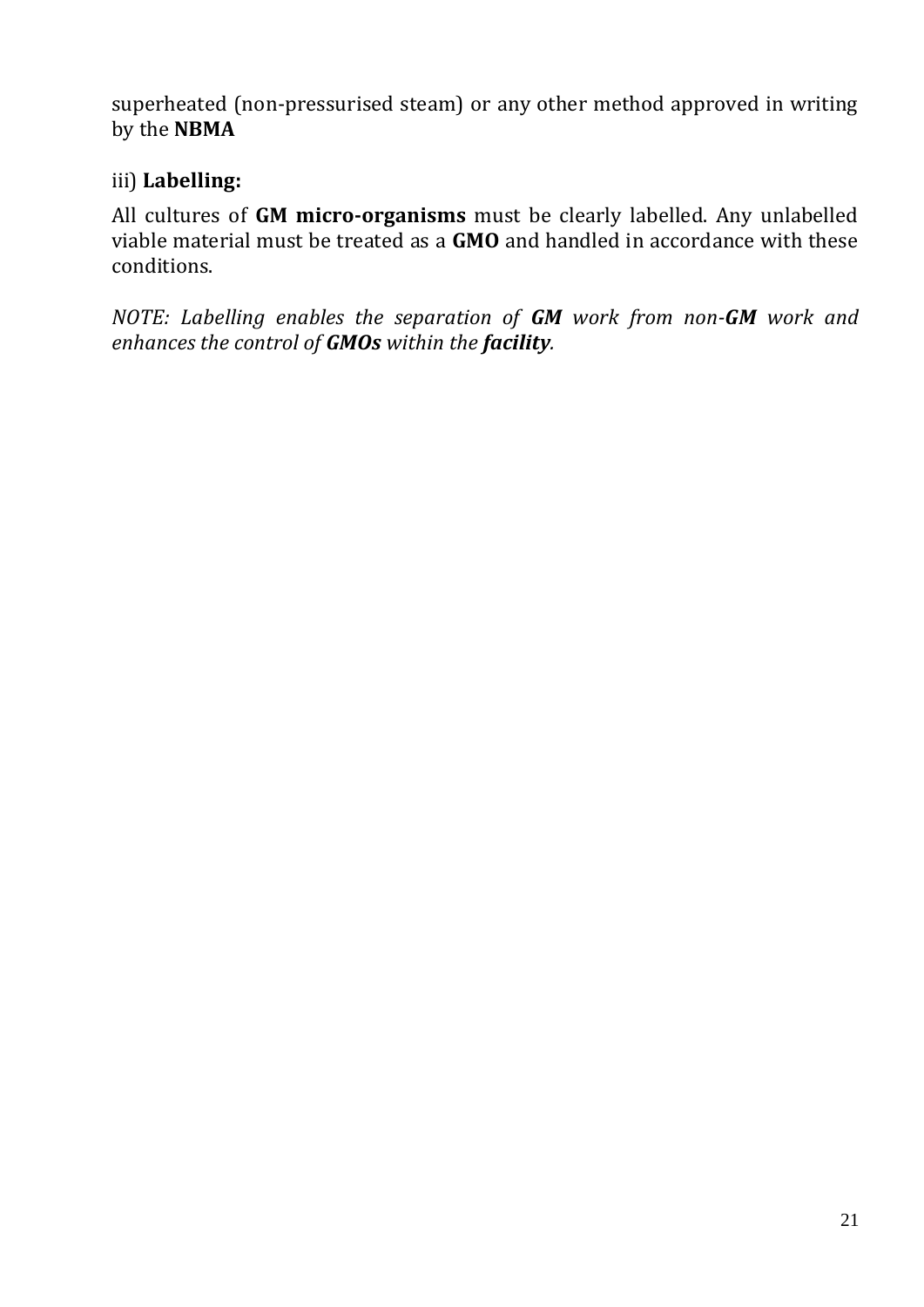superheated (non-pressurised steam) or any other method approved in writing by the **NBMA**

iii) **Labelling:**

All cultures of **GM micro-organisms** must be clearly labelled. Any unlabelled viable material must be treated as a **GMO** and handled in accordance with these conditions.

*NOTE: Labelling enables the separation of **GM** work from non-**GM** work and enhances the control of **GMOs** within the **facility**.*